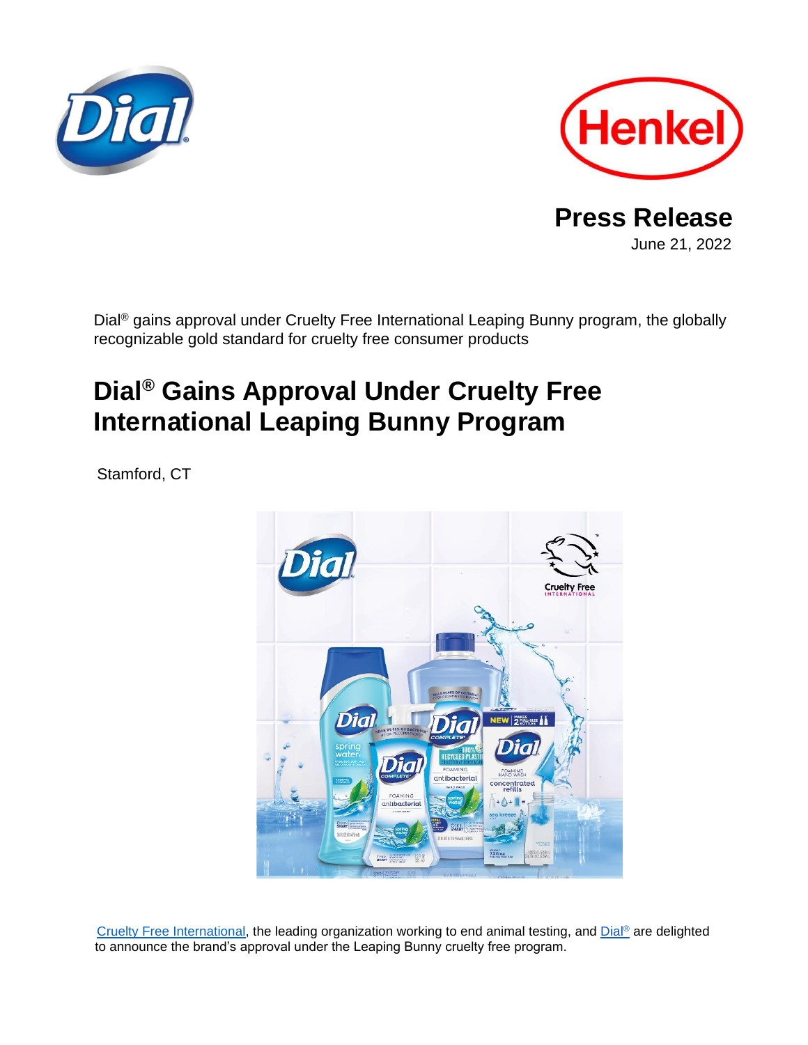**Press Release**

June 21, 2022

Dial® gains approval under Cruelty Free International Leaping Bunny program, the globally recognizable gold standard for cruelty free consumer products

# Dial® Gains Approval Under Cruelty Free International Leaping Bunny Program

Stamford, CT

Cruelty Free International, the leading organization working to end animal testing, and Dial® are delighted to announce the brand's approval under the Leaping Bunny cruelty free program.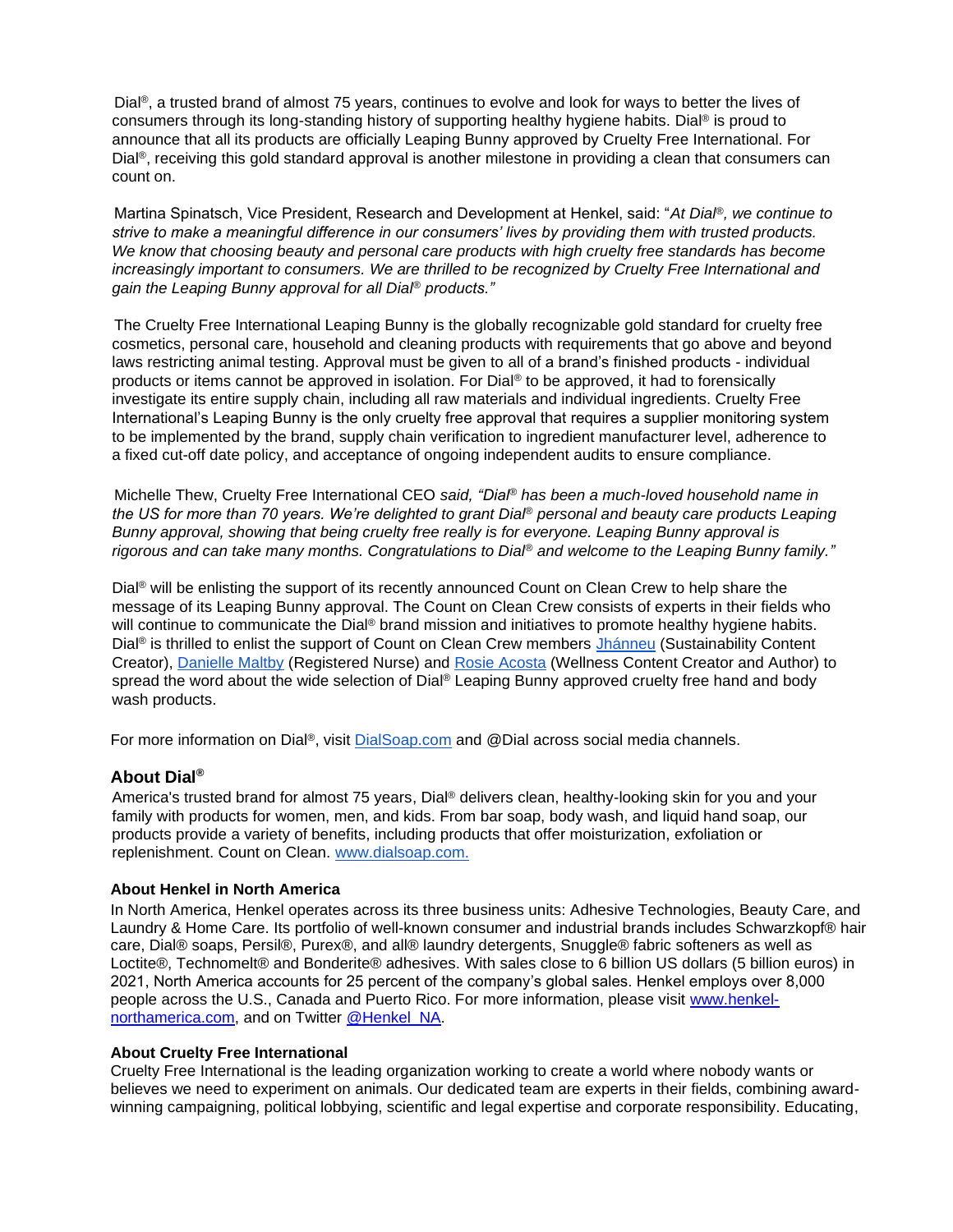Dial®, a trusted brand of almost 75 years, continues to evolve and look for ways to better the lives of consumers through its long-standing history of supporting healthy hygiene habits. Dial® is proud to announce that all its products are officially Leaping Bunny approved by Cruelty Free International. For Dial®, receiving this gold standard approval is another milestone in providing a clean that consumers can count on.

Martina Spinatsch, Vice President, Research and Development at Henkel, said: "*At Dial®, we continue to strive to make a meaningful difference in our consumers' lives by providing them with trusted products. We know that choosing beauty and personal care products with high cruelty free standards has become increasingly important to consumers. We are thrilled to be recognized by Cruelty Free International and gain the Leaping Bunny approval for all Dial® products."*

The Cruelty Free International Leaping Bunny is the globally recognizable gold standard for cruelty free cosmetics, personal care, household and cleaning products with requirements that go above and beyond laws restricting animal testing. Approval must be given to all of a brand's finished products - individual products or items cannot be approved in isolation. For Dial® to be approved, it had to forensically investigate its entire supply chain, including all raw materials and individual ingredients. Cruelty Free International's Leaping Bunny is the only cruelty free approval that requires a supplier monitoring system to be implemented by the brand, supply chain verification to ingredient manufacturer level, adherence to a fixed cut-off date policy, and acceptance of ongoing independent audits to ensure compliance.

Michelle Thew, Cruelty Free International CEO *said, "Dial® has been a much-loved household name in the US for more than 70 years. We're delighted to grant Dial® personal and beauty care products Leaping Bunny approval, showing that being cruelty free really is for everyone. Leaping Bunny approval is rigorous and can take many months. Congratulations to Dial® and welcome to the Leaping Bunny family."*

Dial® will be enlisting the support of its recently announced Count on Clean Crew to help share the message of its Leaping Bunny approval. The Count on Clean Crew consists of experts in their fields who will continue to communicate the Dial® brand mission and initiatives to promote healthy hygiene habits. Dial® is thrilled to enlist the support of Count on Clean Crew members Jhánneu (Sustainability Content Creator), Danielle Maltby (Registered Nurse) and Rosie Acosta (Wellness Content Creator and Author) to spread the word about the wide selection of Dial® Leaping Bunny approved cruelty free hand and body wash products.

For more information on Dial®, visit DialSoap.com and @Dial across social media channels.

## About Dial®

America's trusted brand for almost 75 years, Dial® delivers clean, healthy-looking skin for you and your family with products for women, men, and kids. From bar soap, body wash, and liquid hand soap, our products provide a variety of benefits, including products that offer moisturization, exfoliation or replenishment. Count on Clean. www.dialsoap.com.

### About Henkel in North America

In North America, Henkel operates across its three business units: Adhesive Technologies, Beauty Care, and Laundry & Home Care. Its portfolio of well-known consumer and industrial brands includes Schwarzkopf® hair care, Dial® soaps, Persil®, Purex®, and all® laundry detergents, Snuggle® fabric softeners as well as Loctite®, Technomelt® and Bonderite® adhesives. With sales close to 6 billion US dollars (5 billion euros) in 2021, North America accounts for 25 percent of the company's global sales. Henkel employs over 8,000 people across the U.S., Canada and Puerto Rico. For more information, please visit www.henkel-northamerica.com, and on Twitter @Henkel_NA.

### About Cruelty Free International

Cruelty Free International is the leading organization working to create a world where nobody wants or believes we need to experiment on animals. Our dedicated team are experts in their fields, combining award-winning campaigning, political lobbying, scientific and legal expertise and corporate responsibility. Educating,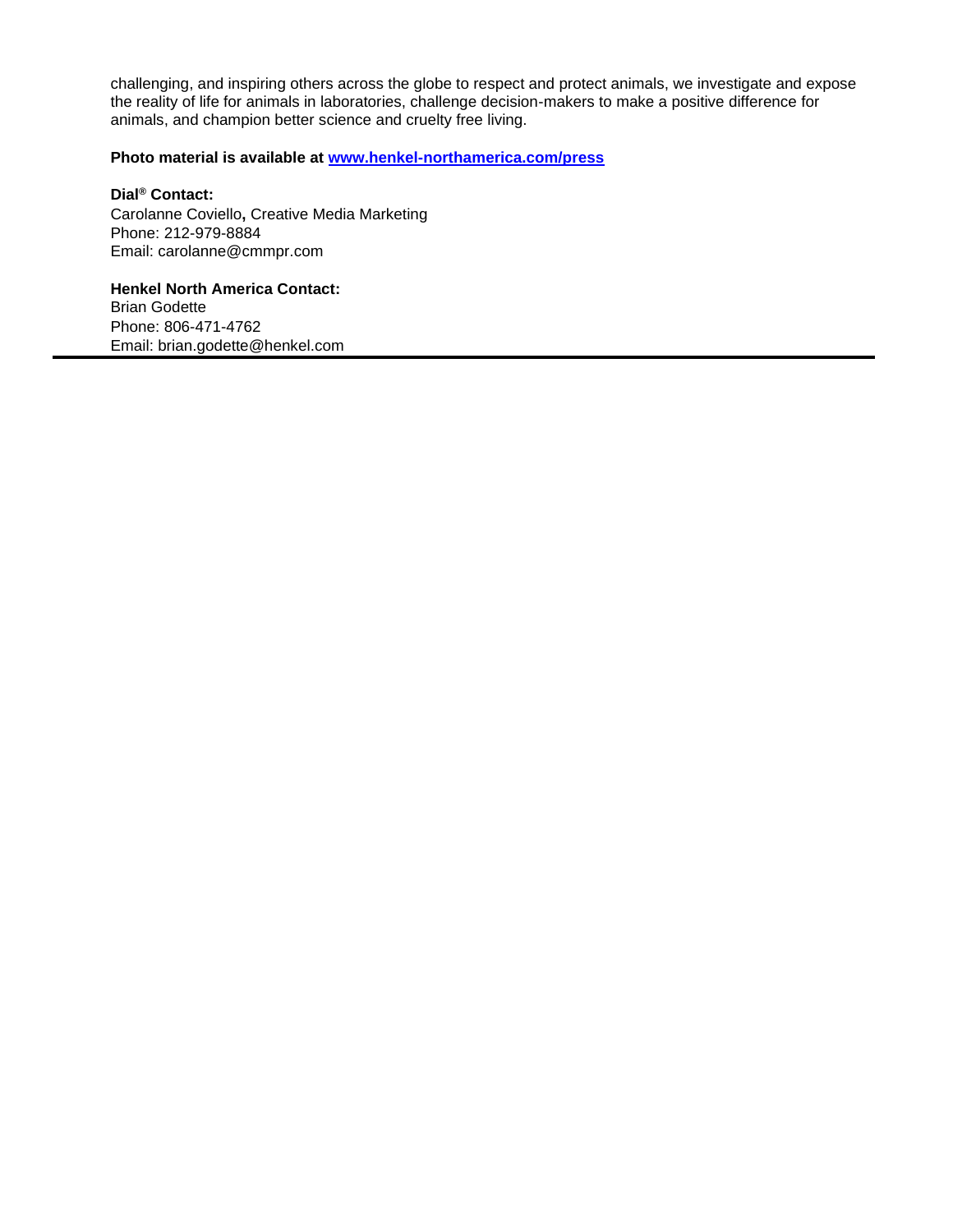challenging, and inspiring others across the globe to respect and protect animals, we investigate and expose the reality of life for animals in laboratories, challenge decision-makers to make a positive difference for animals, and champion better science and cruelty free living.

**Photo material is available at [www.henkel-northamerica.com/press](www.henkel-northamerica.com/press)**

**Dial® Contact:**
Carolanne Coviello**,** Creative Media Marketing
Phone: 212-979-8884
Email: carolanne@cmmpr.com

**Henkel North America Contact:**
Brian Godette
Phone: 806-471-4762
Email: brian.godette@henkel.com

---